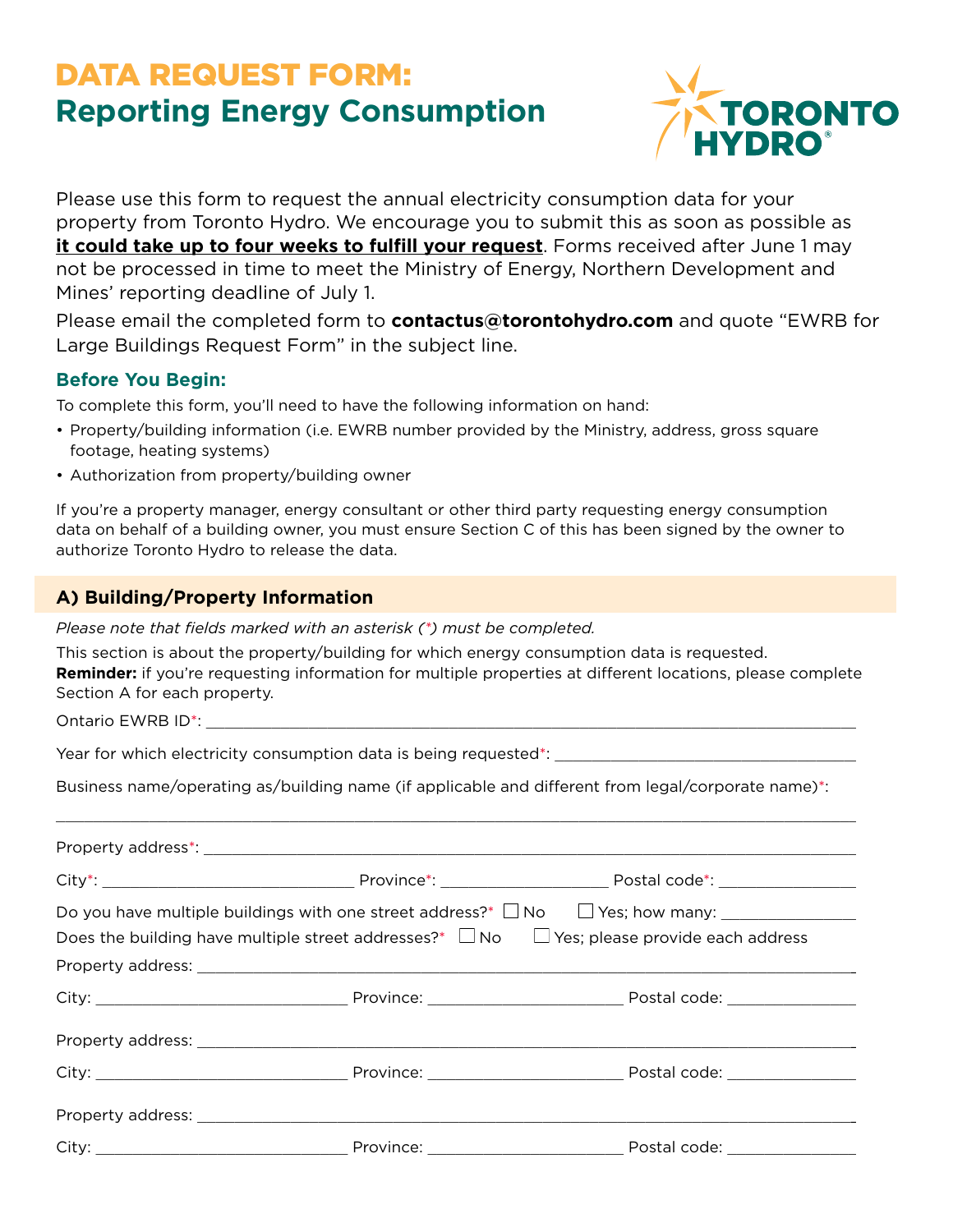# DATA REQUEST FORM:
# Reporting Energy Consumption

Please use this form to request the annual electricity consumption data for your property from Toronto Hydro. We encourage you to submit this as soon as possible as **it could take up to four weeks to fulfill your request**. Forms received after June 1 may not be processed in time to meet the Ministry of Energy, Northern Development and Mines' reporting deadline of July 1.

Please email the completed form to **contactus@torontohydro.com** and quote "EWRB for Large Buildings Request Form" in the subject line.

### Before You Begin:

To complete this form, you'll need to have the following information on hand:

- Property/building information (i.e. EWRB number provided by the Ministry, address, gross square footage, heating systems)
- Authorization from property/building owner

If you're a property manager, energy consultant or other third party requesting energy consumption data on behalf of a building owner, you must ensure Section C of this has been signed by the owner to authorize Toronto Hydro to release the data.

## A) Building/Property Information

*Please note that fields marked with an asterisk (*) must be completed.*

This section is about the property/building for which energy consumption data is requested.
**Reminder:** if you're requesting information for multiple properties at different locations, please complete Section A for each property.

Ontario EWRB ID*: ____________________________________________

Year for which electricity consumption data is being requested*: ____________________

Business name/operating as/building name (if applicable and different from legal/corporate name)*:

____________________________________________

Property address*: ____________________________________________

City*: ____________________ Province*: ____________________ Postal code*: ____________

Do you have multiple buildings with one street address?* ☐ No ☐ Yes; how many: ____________

Does the building have multiple street addresses?* ☐ No ☐ Yes; please provide each address

Property address: ____________________________________________

City: ____________________ Province: ____________________ Postal code: ____________

Property address: ____________________________________________

City: ____________________ Province: ____________________ Postal code: ____________

Property address: ____________________________________________

City: ____________________ Province: ____________________ Postal code: ____________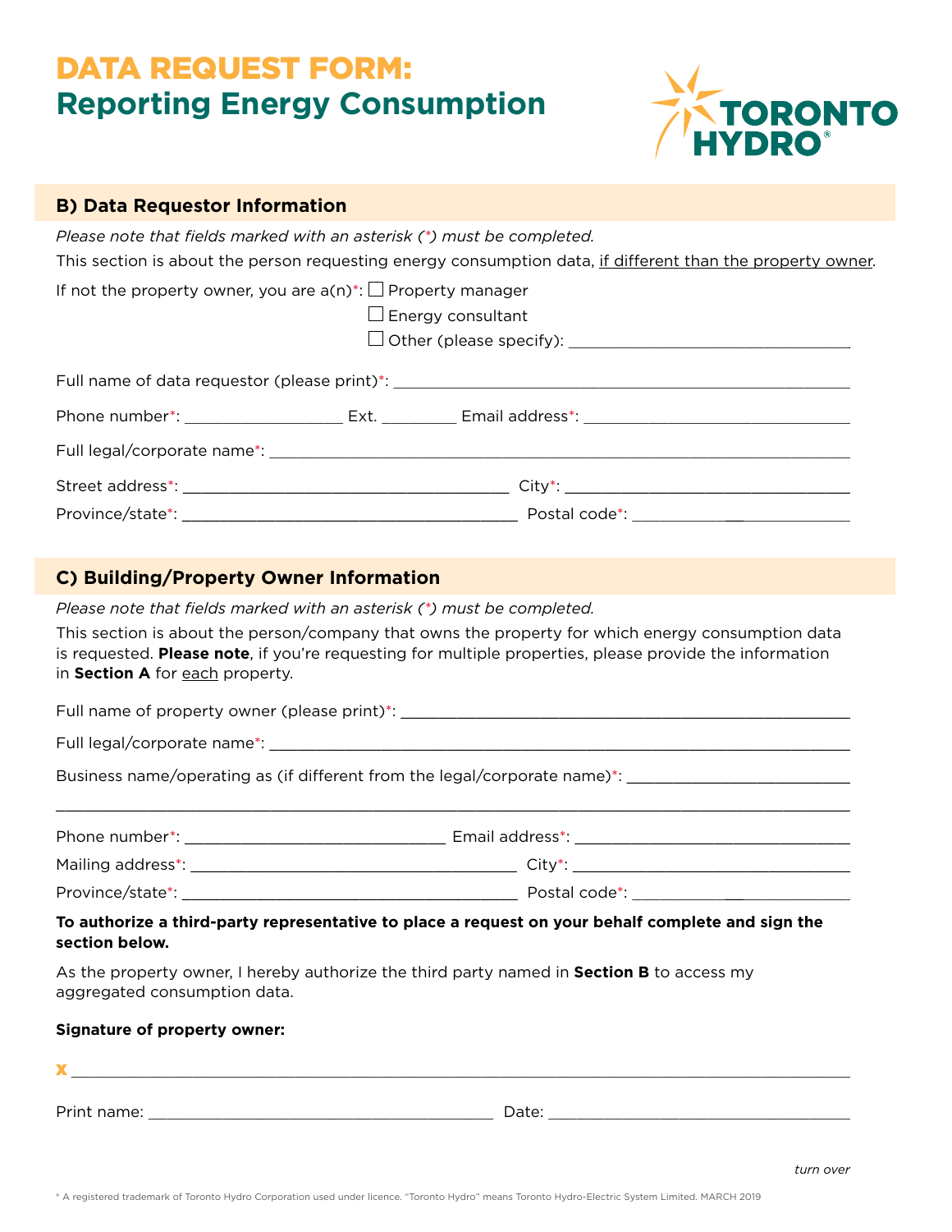# DATA REQUEST FORM:
# Reporting Energy Consumption

## B) Data Requestor Information

*Please note that fields marked with an asterisk (*) must be completed.*

This section is about the person requesting energy consumption data, if different than the property owner.

If not the property owner, you are a(n)*:
- ☐ Property manager
- ☐ Energy consultant
- ☐ Other (please specify): ___________________________

Full name of data requestor (please print)*: ___________________________

Phone number*: _______________ Ext. ________ Email address*: ___________________________

Full legal/corporate name*: ___________________________

Street address*: ___________________________ City*: ___________________________

Province/state*: ___________________________ Postal code*: _______________

## C) Building/Property Owner Information

*Please note that fields marked with an asterisk (*) must be completed.*

This section is about the person/company that owns the property for which energy consumption data is requested. **Please note**, if you're requesting for multiple properties, please provide the information in **Section A** for each property.

Full name of property owner (please print)*: ___________________________

Full legal/corporate name*: ___________________________

Business name/operating as (if different from the legal/corporate name)*: ___________________________

___________________________

Phone number*: ___________________________ Email address*: ___________________________

Mailing address*: ___________________________ City*: ___________________________

Province/state*: ___________________________ Postal code*: _______________

**To authorize a third-party representative to place a request on your behalf complete and sign the section below.**

As the property owner, I hereby authorize the third party named in **Section B** to access my aggregated consumption data.

**Signature of property owner:**

X ___________________________

Print name: ___________________________ Date: ___________________________

*turn over*

® A registered trademark of Toronto Hydro Corporation used under licence. "Toronto Hydro" means Toronto Hydro-Electric System Limited. MARCH 2019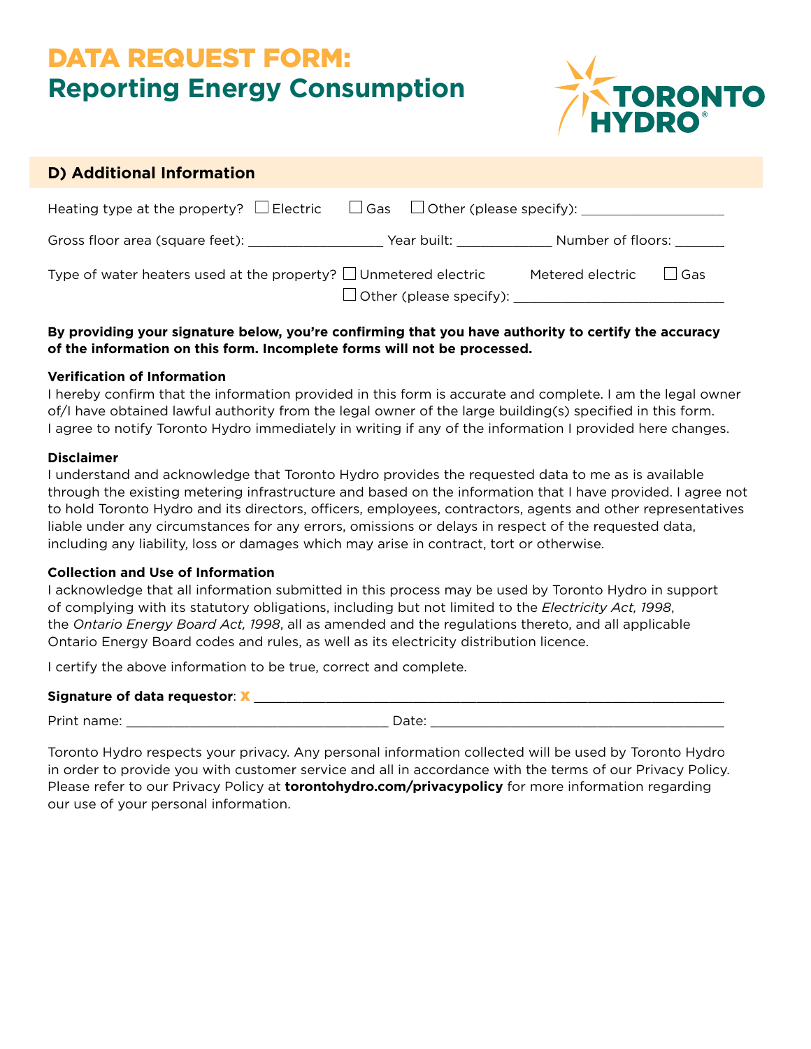# DATA REQUEST FORM:
# Reporting Energy Consumption

TORONTO HYDRO®

## D) Additional Information

Heating type at the property? ☐ Electric ☐ Gas ☐ Other (please specify): ___________________

Gross floor area (square feet): __________________ Year built: ____________ Number of floors: _______

Type of water heaters used at the property? ☐ Unmetered electric Metered electric ☐ Gas
☐ Other (please specify): ___________________________

**By providing your signature below, you're confirming that you have authority to certify the accuracy of the information on this form. Incomplete forms will not be processed.**

**Verification of Information**
I hereby confirm that the information provided in this form is accurate and complete. I am the legal owner of/I have obtained lawful authority from the legal owner of the large building(s) specified in this form. I agree to notify Toronto Hydro immediately in writing if any of the information I provided here changes.

**Disclaimer**
I understand and acknowledge that Toronto Hydro provides the requested data to me as is available through the existing metering infrastructure and based on the information that I have provided. I agree not to hold Toronto Hydro and its directors, officers, employees, contractors, agents and other representatives liable under any circumstances for any errors, omissions or delays in respect of the requested data, including any liability, loss or damages which may arise in contract, tort or otherwise.

**Collection and Use of Information**
I acknowledge that all information submitted in this process may be used by Toronto Hydro in support of complying with its statutory obligations, including but not limited to the *Electricity Act, 1998*, the *Ontario Energy Board Act, 1998*, all as amended and the regulations thereto, and all applicable Ontario Energy Board codes and rules, as well as its electricity distribution licence.

I certify the above information to be true, correct and complete.

**Signature of data requestor**: X ______________________________________________________________

Print name: ___________________________________ Date: _______________________________________

Toronto Hydro respects your privacy. Any personal information collected will be used by Toronto Hydro in order to provide you with customer service and all in accordance with the terms of our Privacy Policy. Please refer to our Privacy Policy at **torontohydro.com/privacypolicy** for more information regarding our use of your personal information.